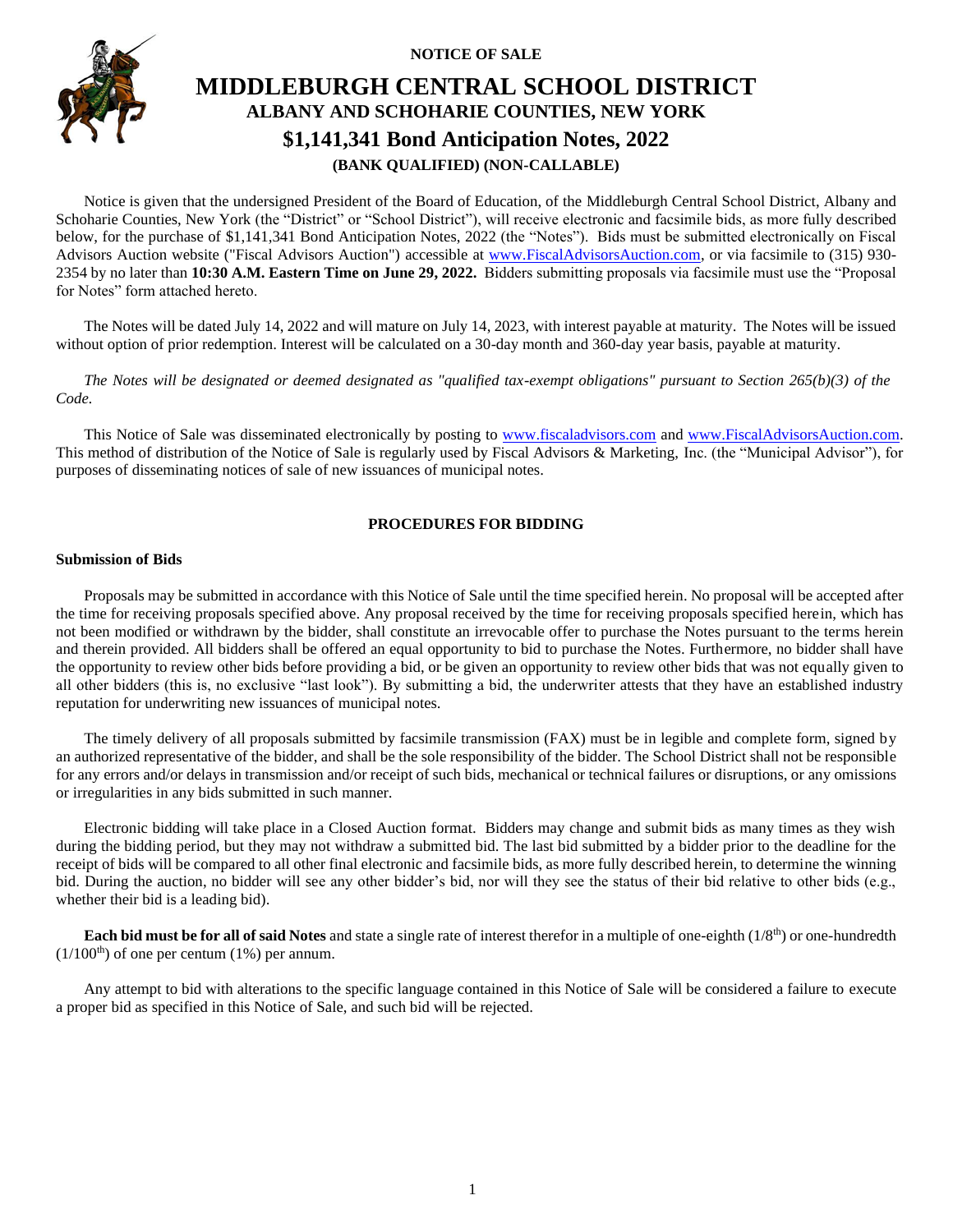**NOTICE OF SALE**

# MIDDLEBURGH CENTRAL SCHOOL DISTRICT

## ALBANY AND SCHOHARIE COUNTIES, NEW YORK

## $1,141,341 Bond Anticipation Notes, 2022

**(BANK QUALIFIED) (NON-CALLABLE)**

Notice is given that the undersigned President of the Board of Education, of the Middleburgh Central School District, Albany and Schoharie Counties, New York (the "District" or "School District"), will receive electronic and facsimile bids, as more fully described below, for the purchase of $1,141,341 Bond Anticipation Notes, 2022 (the "Notes"). Bids must be submitted electronically on Fiscal Advisors Auction website ("Fiscal Advisors Auction") accessible at www.FiscalAdvisorsAuction.com, or via facsimile to (315) 930-2354 by no later than **10:30 A.M. Eastern Time on June 29, 2022.** Bidders submitting proposals via facsimile must use the "Proposal for Notes" form attached hereto.

The Notes will be dated July 14, 2022 and will mature on July 14, 2023, with interest payable at maturity. The Notes will be issued without option of prior redemption. Interest will be calculated on a 30-day month and 360-day year basis, payable at maturity.

*The Notes will be designated or deemed designated as "qualified tax-exempt obligations" pursuant to Section 265(b)(3) of the Code.*

This Notice of Sale was disseminated electronically by posting to www.fiscaladvisors.com and www.FiscalAdvisorsAuction.com. This method of distribution of the Notice of Sale is regularly used by Fiscal Advisors & Marketing, Inc. (the "Municipal Advisor"), for purposes of disseminating notices of sale of new issuances of municipal notes.

**PROCEDURES FOR BIDDING**

**Submission of Bids**

Proposals may be submitted in accordance with this Notice of Sale until the time specified herein. No proposal will be accepted after the time for receiving proposals specified above. Any proposal received by the time for receiving proposals specified herein, which has not been modified or withdrawn by the bidder, shall constitute an irrevocable offer to purchase the Notes pursuant to the terms herein and therein provided. All bidders shall be offered an equal opportunity to bid to purchase the Notes. Furthermore, no bidder shall have the opportunity to review other bids before providing a bid, or be given an opportunity to review other bids that was not equally given to all other bidders (this is, no exclusive "last look"). By submitting a bid, the underwriter attests that they have an established industry reputation for underwriting new issuances of municipal notes.

The timely delivery of all proposals submitted by facsimile transmission (FAX) must be in legible and complete form, signed by an authorized representative of the bidder, and shall be the sole responsibility of the bidder. The School District shall not be responsible for any errors and/or delays in transmission and/or receipt of such bids, mechanical or technical failures or disruptions, or any omissions or irregularities in any bids submitted in such manner.

Electronic bidding will take place in a Closed Auction format. Bidders may change and submit bids as many times as they wish during the bidding period, but they may not withdraw a submitted bid. The last bid submitted by a bidder prior to the deadline for the receipt of bids will be compared to all other final electronic and facsimile bids, as more fully described herein, to determine the winning bid. During the auction, no bidder will see any other bidder's bid, nor will they see the status of their bid relative to other bids (e.g., whether their bid is a leading bid).

**Each bid must be for all of said Notes** and state a single rate of interest therefor in a multiple of one-eighth ($1/8^{th}$) or one-hundredth ($1/100^{th}$) of one per centum (1%) per annum.

Any attempt to bid with alterations to the specific language contained in this Notice of Sale will be considered a failure to execute a proper bid as specified in this Notice of Sale, and such bid will be rejected.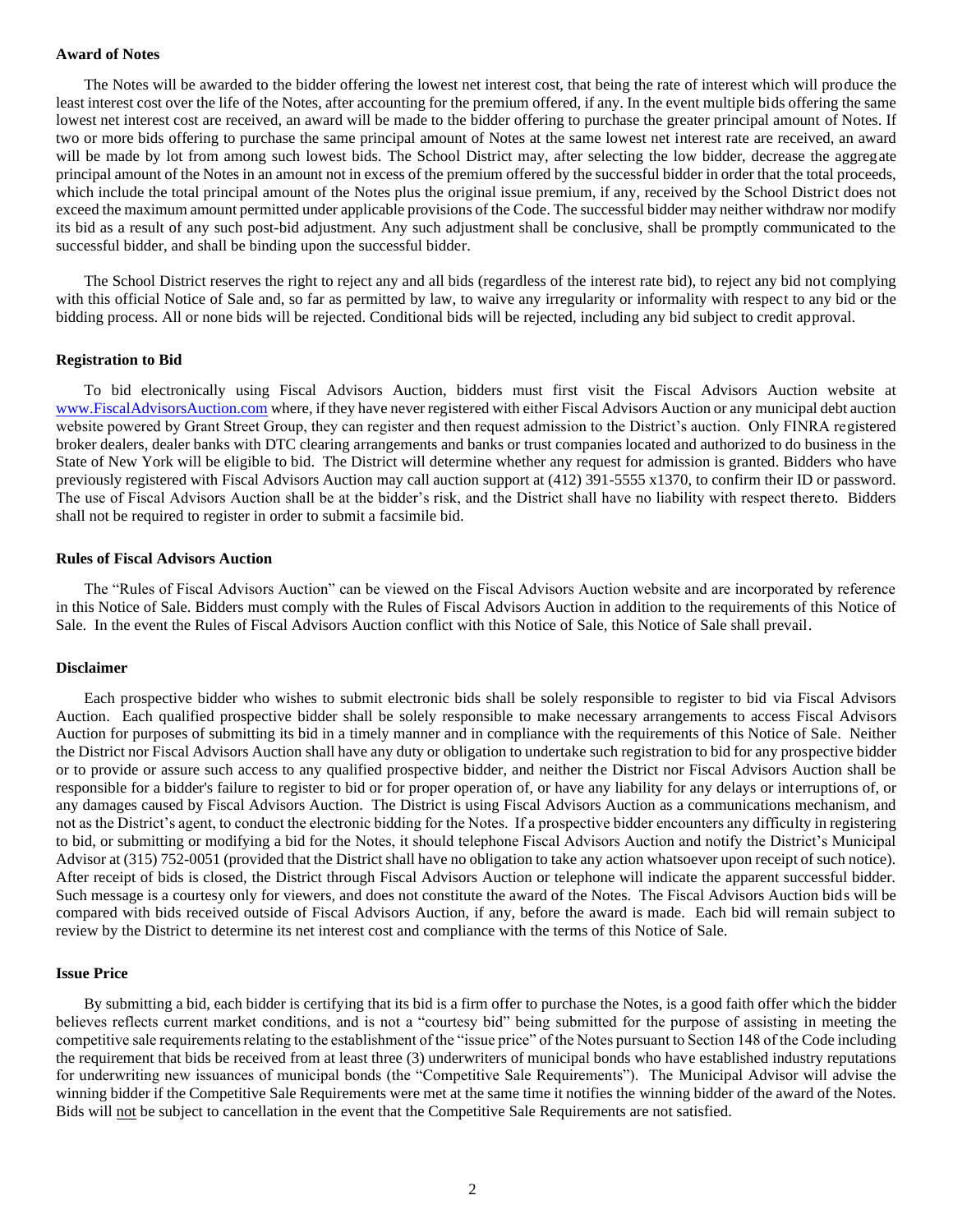**Award of Notes**

The Notes will be awarded to the bidder offering the lowest net interest cost, that being the rate of interest which will produce the least interest cost over the life of the Notes, after accounting for the premium offered, if any. In the event multiple bids offering the same lowest net interest cost are received, an award will be made to the bidder offering to purchase the greater principal amount of Notes. If two or more bids offering to purchase the same principal amount of Notes at the same lowest net interest rate are received, an award will be made by lot from among such lowest bids. The School District may, after selecting the low bidder, decrease the aggregate principal amount of the Notes in an amount not in excess of the premium offered by the successful bidder in order that the total proceeds, which include the total principal amount of the Notes plus the original issue premium, if any, received by the School District does not exceed the maximum amount permitted under applicable provisions of the Code. The successful bidder may neither withdraw nor modify its bid as a result of any such post-bid adjustment. Any such adjustment shall be conclusive, shall be promptly communicated to the successful bidder, and shall be binding upon the successful bidder.

The School District reserves the right to reject any and all bids (regardless of the interest rate bid), to reject any bid not complying with this official Notice of Sale and, so far as permitted by law, to waive any irregularity or informality with respect to any bid or the bidding process. All or none bids will be rejected. Conditional bids will be rejected, including any bid subject to credit approval.

**Registration to Bid**

To bid electronically using Fiscal Advisors Auction, bidders must first visit the Fiscal Advisors Auction website at [www.FiscalAdvisorsAuction.com](http://www.FiscalAdvisorsAuction.com) where, if they have never registered with either Fiscal Advisors Auction or any municipal debt auction website powered by Grant Street Group, they can register and then request admission to the District's auction. Only FINRA registered broker dealers, dealer banks with DTC clearing arrangements and banks or trust companies located and authorized to do business in the State of New York will be eligible to bid. The District will determine whether any request for admission is granted. Bidders who have previously registered with Fiscal Advisors Auction may call auction support at (412) 391-5555 x1370, to confirm their ID or password. The use of Fiscal Advisors Auction shall be at the bidder's risk, and the District shall have no liability with respect thereto. Bidders shall not be required to register in order to submit a facsimile bid.

**Rules of Fiscal Advisors Auction**

The "Rules of Fiscal Advisors Auction" can be viewed on the Fiscal Advisors Auction website and are incorporated by reference in this Notice of Sale. Bidders must comply with the Rules of Fiscal Advisors Auction in addition to the requirements of this Notice of Sale. In the event the Rules of Fiscal Advisors Auction conflict with this Notice of Sale, this Notice of Sale shall prevail.

**Disclaimer**

Each prospective bidder who wishes to submit electronic bids shall be solely responsible to register to bid via Fiscal Advisors Auction. Each qualified prospective bidder shall be solely responsible to make necessary arrangements to access Fiscal Advisors Auction for purposes of submitting its bid in a timely manner and in compliance with the requirements of this Notice of Sale. Neither the District nor Fiscal Advisors Auction shall have any duty or obligation to undertake such registration to bid for any prospective bidder or to provide or assure such access to any qualified prospective bidder, and neither the District nor Fiscal Advisors Auction shall be responsible for a bidder's failure to register to bid or for proper operation of, or have any liability for any delays or interruptions of, or any damages caused by Fiscal Advisors Auction. The District is using Fiscal Advisors Auction as a communications mechanism, and not as the District's agent, to conduct the electronic bidding for the Notes. If a prospective bidder encounters any difficulty in registering to bid, or submitting or modifying a bid for the Notes, it should telephone Fiscal Advisors Auction and notify the District's Municipal Advisor at (315) 752-0051 (provided that the District shall have no obligation to take any action whatsoever upon receipt of such notice). After receipt of bids is closed, the District through Fiscal Advisors Auction or telephone will indicate the apparent successful bidder. Such message is a courtesy only for viewers, and does not constitute the award of the Notes. The Fiscal Advisors Auction bids will be compared with bids received outside of Fiscal Advisors Auction, if any, before the award is made. Each bid will remain subject to review by the District to determine its net interest cost and compliance with the terms of this Notice of Sale.

**Issue Price**

By submitting a bid, each bidder is certifying that its bid is a firm offer to purchase the Notes, is a good faith offer which the bidder believes reflects current market conditions, and is not a "courtesy bid" being submitted for the purpose of assisting in meeting the competitive sale requirements relating to the establishment of the "issue price" of the Notes pursuant to Section 148 of the Code including the requirement that bids be received from at least three (3) underwriters of municipal bonds who have established industry reputations for underwriting new issuances of municipal bonds (the "Competitive Sale Requirements"). The Municipal Advisor will advise the winning bidder if the Competitive Sale Requirements were met at the same time it notifies the winning bidder of the award of the Notes. Bids will not be subject to cancellation in the event that the Competitive Sale Requirements are not satisfied.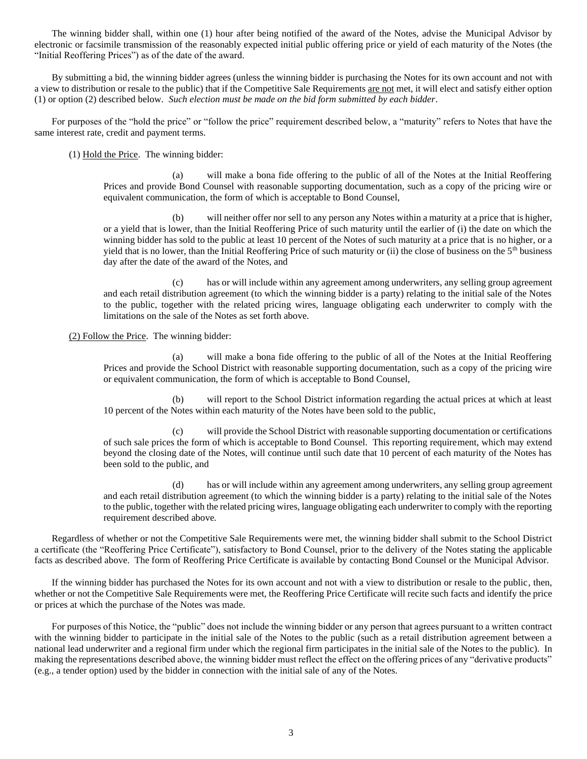The winning bidder shall, within one (1) hour after being notified of the award of the Notes, advise the Municipal Advisor by electronic or facsimile transmission of the reasonably expected initial public offering price or yield of each maturity of the Notes (the "Initial Reoffering Prices") as of the date of the award.

By submitting a bid, the winning bidder agrees (unless the winning bidder is purchasing the Notes for its own account and not with a view to distribution or resale to the public) that if the Competitive Sale Requirements are not met, it will elect and satisfy either option (1) or option (2) described below. *Such election must be made on the bid form submitted by each bidder*.

For purposes of the "hold the price" or "follow the price" requirement described below, a "maturity" refers to Notes that have the same interest rate, credit and payment terms.

(1) Hold the Price. The winning bidder:

(a) will make a bona fide offering to the public of all of the Notes at the Initial Reoffering Prices and provide Bond Counsel with reasonable supporting documentation, such as a copy of the pricing wire or equivalent communication, the form of which is acceptable to Bond Counsel,

(b) will neither offer nor sell to any person any Notes within a maturity at a price that is higher, or a yield that is lower, than the Initial Reoffering Price of such maturity until the earlier of (i) the date on which the winning bidder has sold to the public at least 10 percent of the Notes of such maturity at a price that is no higher, or a yield that is no lower, than the Initial Reoffering Price of such maturity or (ii) the close of business on the 5th business day after the date of the award of the Notes, and

(c) has or will include within any agreement among underwriters, any selling group agreement and each retail distribution agreement (to which the winning bidder is a party) relating to the initial sale of the Notes to the public, together with the related pricing wires, language obligating each underwriter to comply with the limitations on the sale of the Notes as set forth above.

(2) Follow the Price. The winning bidder:

(a) will make a bona fide offering to the public of all of the Notes at the Initial Reoffering Prices and provide the School District with reasonable supporting documentation, such as a copy of the pricing wire or equivalent communication, the form of which is acceptable to Bond Counsel,

(b) will report to the School District information regarding the actual prices at which at least 10 percent of the Notes within each maturity of the Notes have been sold to the public,

(c) will provide the School District with reasonable supporting documentation or certifications of such sale prices the form of which is acceptable to Bond Counsel. This reporting requirement, which may extend beyond the closing date of the Notes, will continue until such date that 10 percent of each maturity of the Notes has been sold to the public, and

(d) has or will include within any agreement among underwriters, any selling group agreement and each retail distribution agreement (to which the winning bidder is a party) relating to the initial sale of the Notes to the public, together with the related pricing wires, language obligating each underwriter to comply with the reporting requirement described above.

Regardless of whether or not the Competitive Sale Requirements were met, the winning bidder shall submit to the School District a certificate (the "Reoffering Price Certificate"), satisfactory to Bond Counsel, prior to the delivery of the Notes stating the applicable facts as described above. The form of Reoffering Price Certificate is available by contacting Bond Counsel or the Municipal Advisor.

If the winning bidder has purchased the Notes for its own account and not with a view to distribution or resale to the public, then, whether or not the Competitive Sale Requirements were met, the Reoffering Price Certificate will recite such facts and identify the price or prices at which the purchase of the Notes was made.

For purposes of this Notice, the "public" does not include the winning bidder or any person that agrees pursuant to a written contract with the winning bidder to participate in the initial sale of the Notes to the public (such as a retail distribution agreement between a national lead underwriter and a regional firm under which the regional firm participates in the initial sale of the Notes to the public). In making the representations described above, the winning bidder must reflect the effect on the offering prices of any "derivative products" (e.g., a tender option) used by the bidder in connection with the initial sale of any of the Notes.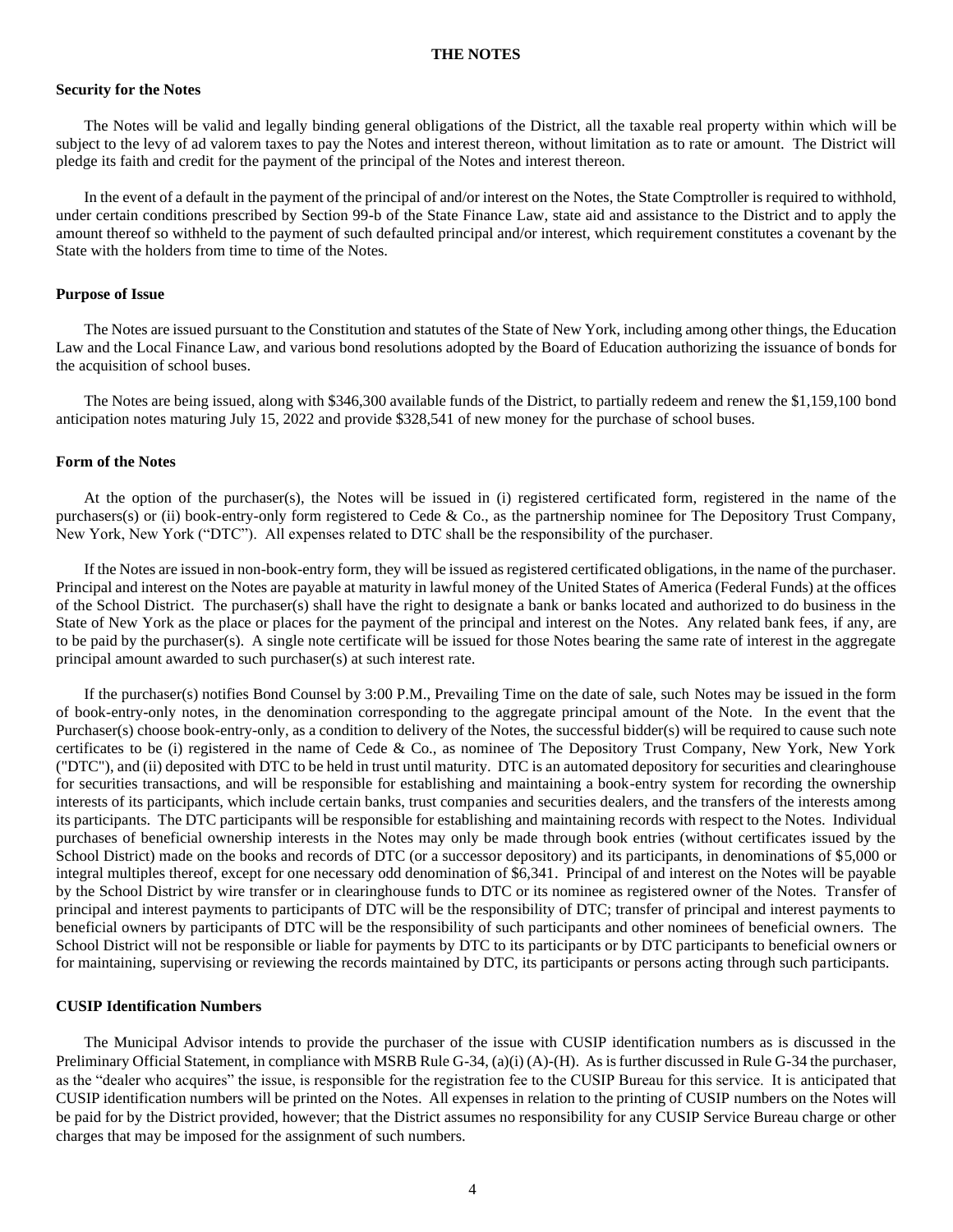## THE NOTES

### Security for the Notes

The Notes will be valid and legally binding general obligations of the District, all the taxable real property within which will be subject to the levy of ad valorem taxes to pay the Notes and interest thereon, without limitation as to rate or amount. The District will pledge its faith and credit for the payment of the principal of the Notes and interest thereon.

In the event of a default in the payment of the principal of and/or interest on the Notes, the State Comptroller is required to withhold, under certain conditions prescribed by Section 99-b of the State Finance Law, state aid and assistance to the District and to apply the amount thereof so withheld to the payment of such defaulted principal and/or interest, which requirement constitutes a covenant by the State with the holders from time to time of the Notes.

### Purpose of Issue

The Notes are issued pursuant to the Constitution and statutes of the State of New York, including among other things, the Education Law and the Local Finance Law, and various bond resolutions adopted by the Board of Education authorizing the issuance of bonds for the acquisition of school buses.

The Notes are being issued, along with $346,300 available funds of the District, to partially redeem and renew the $1,159,100 bond anticipation notes maturing July 15, 2022 and provide $328,541 of new money for the purchase of school buses.

### Form of the Notes

At the option of the purchaser(s), the Notes will be issued in (i) registered certificated form, registered in the name of the purchasers(s) or (ii) book-entry-only form registered to Cede & Co., as the partnership nominee for The Depository Trust Company, New York, New York ("DTC"). All expenses related to DTC shall be the responsibility of the purchaser.

If the Notes are issued in non-book-entry form, they will be issued as registered certificated obligations, in the name of the purchaser. Principal and interest on the Notes are payable at maturity in lawful money of the United States of America (Federal Funds) at the offices of the School District. The purchaser(s) shall have the right to designate a bank or banks located and authorized to do business in the State of New York as the place or places for the payment of the principal and interest on the Notes. Any related bank fees, if any, are to be paid by the purchaser(s). A single note certificate will be issued for those Notes bearing the same rate of interest in the aggregate principal amount awarded to such purchaser(s) at such interest rate.

If the purchaser(s) notifies Bond Counsel by 3:00 P.M., Prevailing Time on the date of sale, such Notes may be issued in the form of book-entry-only notes, in the denomination corresponding to the aggregate principal amount of the Note. In the event that the Purchaser(s) choose book-entry-only, as a condition to delivery of the Notes, the successful bidder(s) will be required to cause such note certificates to be (i) registered in the name of Cede & Co., as nominee of The Depository Trust Company, New York, New York ("DTC"), and (ii) deposited with DTC to be held in trust until maturity. DTC is an automated depository for securities and clearinghouse for securities transactions, and will be responsible for establishing and maintaining a book-entry system for recording the ownership interests of its participants, which include certain banks, trust companies and securities dealers, and the transfers of the interests among its participants. The DTC participants will be responsible for establishing and maintaining records with respect to the Notes. Individual purchases of beneficial ownership interests in the Notes may only be made through book entries (without certificates issued by the School District) made on the books and records of DTC (or a successor depository) and its participants, in denominations of $5,000 or integral multiples thereof, except for one necessary odd denomination of $6,341. Principal of and interest on the Notes will be payable by the School District by wire transfer or in clearinghouse funds to DTC or its nominee as registered owner of the Notes. Transfer of principal and interest payments to participants of DTC will be the responsibility of DTC; transfer of principal and interest payments to beneficial owners by participants of DTC will be the responsibility of such participants and other nominees of beneficial owners. The School District will not be responsible or liable for payments by DTC to its participants or by DTC participants to beneficial owners or for maintaining, supervising or reviewing the records maintained by DTC, its participants or persons acting through such participants.

### CUSIP Identification Numbers

The Municipal Advisor intends to provide the purchaser of the issue with CUSIP identification numbers as is discussed in the Preliminary Official Statement, in compliance with MSRB Rule G-34, (a)(i) (A)-(H). As is further discussed in Rule G-34 the purchaser, as the "dealer who acquires" the issue, is responsible for the registration fee to the CUSIP Bureau for this service. It is anticipated that CUSIP identification numbers will be printed on the Notes. All expenses in relation to the printing of CUSIP numbers on the Notes will be paid for by the District provided, however; that the District assumes no responsibility for any CUSIP Service Bureau charge or other charges that may be imposed for the assignment of such numbers.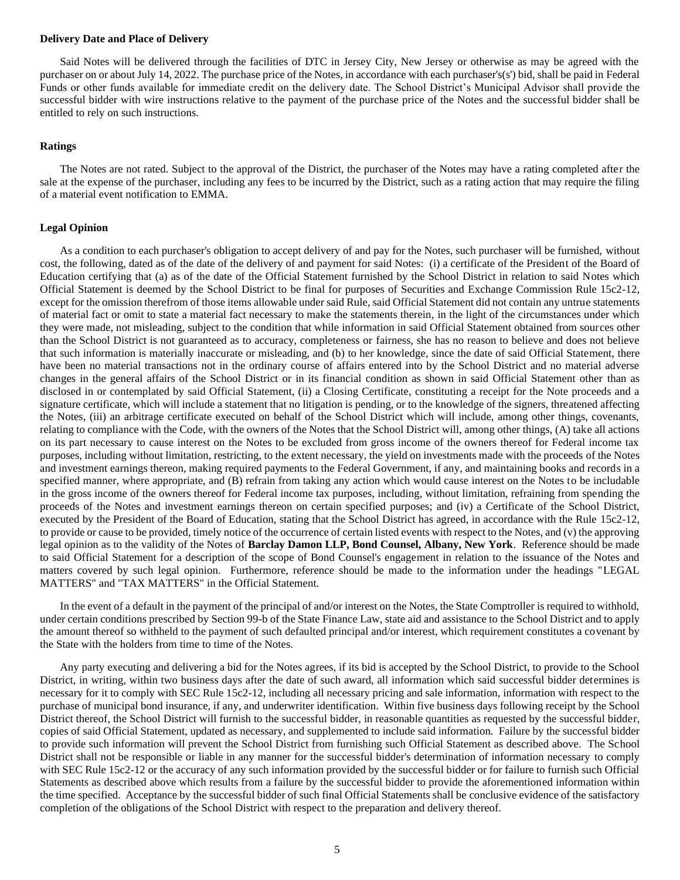**Delivery Date and Place of Delivery**

Said Notes will be delivered through the facilities of DTC in Jersey City, New Jersey or otherwise as may be agreed with the purchaser on or about July 14, 2022. The purchase price of the Notes, in accordance with each purchaser's(s') bid, shall be paid in Federal Funds or other funds available for immediate credit on the delivery date. The School District's Municipal Advisor shall provide the successful bidder with wire instructions relative to the payment of the purchase price of the Notes and the successful bidder shall be entitled to rely on such instructions.

**Ratings**

The Notes are not rated. Subject to the approval of the District, the purchaser of the Notes may have a rating completed after the sale at the expense of the purchaser, including any fees to be incurred by the District, such as a rating action that may require the filing of a material event notification to EMMA.

**Legal Opinion**

As a condition to each purchaser's obligation to accept delivery of and pay for the Notes, such purchaser will be furnished, without cost, the following, dated as of the date of the delivery of and payment for said Notes: (i) a certificate of the President of the Board of Education certifying that (a) as of the date of the Official Statement furnished by the School District in relation to said Notes which Official Statement is deemed by the School District to be final for purposes of Securities and Exchange Commission Rule 15c2-12, except for the omission therefrom of those items allowable under said Rule, said Official Statement did not contain any untrue statements of material fact or omit to state a material fact necessary to make the statements therein, in the light of the circumstances under which they were made, not misleading, subject to the condition that while information in said Official Statement obtained from sources other than the School District is not guaranteed as to accuracy, completeness or fairness, she has no reason to believe and does not believe that such information is materially inaccurate or misleading, and (b) to her knowledge, since the date of said Official Statement, there have been no material transactions not in the ordinary course of affairs entered into by the School District and no material adverse changes in the general affairs of the School District or in its financial condition as shown in said Official Statement other than as disclosed in or contemplated by said Official Statement, (ii) a Closing Certificate, constituting a receipt for the Note proceeds and a signature certificate, which will include a statement that no litigation is pending, or to the knowledge of the signers, threatened affecting the Notes, (iii) an arbitrage certificate executed on behalf of the School District which will include, among other things, covenants, relating to compliance with the Code, with the owners of the Notes that the School District will, among other things, (A) take all actions on its part necessary to cause interest on the Notes to be excluded from gross income of the owners thereof for Federal income tax purposes, including without limitation, restricting, to the extent necessary, the yield on investments made with the proceeds of the Notes and investment earnings thereon, making required payments to the Federal Government, if any, and maintaining books and records in a specified manner, where appropriate, and (B) refrain from taking any action which would cause interest on the Notes to be includable in the gross income of the owners thereof for Federal income tax purposes, including, without limitation, refraining from spending the proceeds of the Notes and investment earnings thereon on certain specified purposes; and (iv) a Certificate of the School District, executed by the President of the Board of Education, stating that the School District has agreed, in accordance with the Rule 15c2-12, to provide or cause to be provided, timely notice of the occurrence of certain listed events with respect to the Notes, and (v) the approving legal opinion as to the validity of the Notes of **Barclay Damon LLP, Bond Counsel, Albany, New York**. Reference should be made to said Official Statement for a description of the scope of Bond Counsel's engagement in relation to the issuance of the Notes and matters covered by such legal opinion. Furthermore, reference should be made to the information under the headings "LEGAL MATTERS" and "TAX MATTERS" in the Official Statement.

In the event of a default in the payment of the principal of and/or interest on the Notes, the State Comptroller is required to withhold, under certain conditions prescribed by Section 99-b of the State Finance Law, state aid and assistance to the School District and to apply the amount thereof so withheld to the payment of such defaulted principal and/or interest, which requirement constitutes a covenant by the State with the holders from time to time of the Notes.

Any party executing and delivering a bid for the Notes agrees, if its bid is accepted by the School District, to provide to the School District, in writing, within two business days after the date of such award, all information which said successful bidder determines is necessary for it to comply with SEC Rule 15c2-12, including all necessary pricing and sale information, information with respect to the purchase of municipal bond insurance, if any, and underwriter identification. Within five business days following receipt by the School District thereof, the School District will furnish to the successful bidder, in reasonable quantities as requested by the successful bidder, copies of said Official Statement, updated as necessary, and supplemented to include said information. Failure by the successful bidder to provide such information will prevent the School District from furnishing such Official Statement as described above. The School District shall not be responsible or liable in any manner for the successful bidder's determination of information necessary to comply with SEC Rule 15c2-12 or the accuracy of any such information provided by the successful bidder or for failure to furnish such Official Statements as described above which results from a failure by the successful bidder to provide the aforementioned information within the time specified. Acceptance by the successful bidder of such final Official Statements shall be conclusive evidence of the satisfactory completion of the obligations of the School District with respect to the preparation and delivery thereof.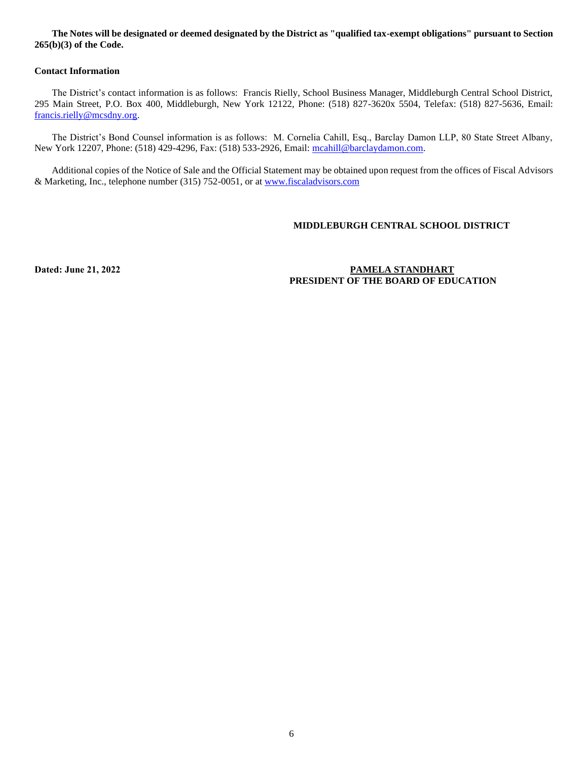**The Notes will be designated or deemed designated by the District as "qualified tax-exempt obligations" pursuant to Section 265(b)(3) of the Code.**

**Contact Information**

The District's contact information is as follows: Francis Rielly, School Business Manager, Middleburgh Central School District, 295 Main Street, P.O. Box 400, Middleburgh, New York 12122, Phone: (518) 827-3620x 5504, Telefax: (518) 827-5636, Email: francis.rielly@mcsdny.org.

The District's Bond Counsel information is as follows: M. Cornelia Cahill, Esq., Barclay Damon LLP, 80 State Street Albany, New York 12207, Phone: (518) 429-4296, Fax: (518) 533-2926, Email: mcahill@barclaydamon.com.

Additional copies of the Notice of Sale and the Official Statement may be obtained upon request from the offices of Fiscal Advisors & Marketing, Inc., telephone number (315) 752-0051, or at www.fiscaladvisors.com

**MIDDLEBURGH CENTRAL SCHOOL DISTRICT**

**Dated: June 21, 2022**

**PAMELA STANDHART**
**PRESIDENT OF THE BOARD OF EDUCATION**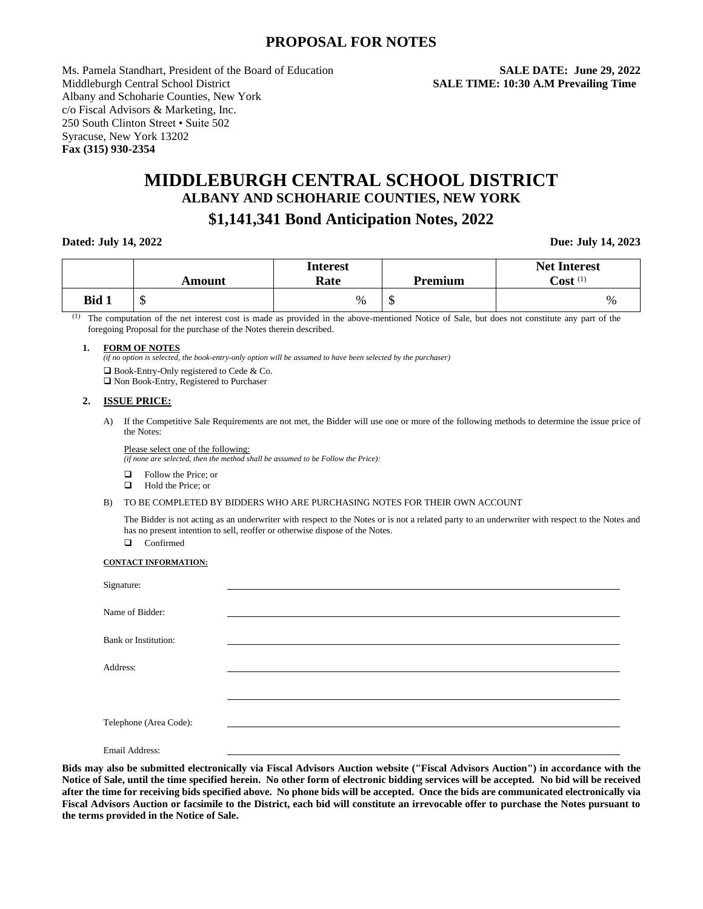# PROPOSAL FOR NOTES

Ms. Pamela Standhart, President of the Board of Education
Middleburgh Central School District
Albany and Schoharie Counties, New York
c/o Fiscal Advisors & Marketing, Inc.
250 South Clinton Street • Suite 502
Syracuse, New York 13202
**Fax (315) 930-2354**

**SALE DATE: June 29, 2022**
**SALE TIME: 10:30 A.M Prevailing Time**

# MIDDLEBURGH CENTRAL SCHOOL DISTRICT
## ALBANY AND SCHOHARIE COUNTIES, NEW YORK
## $1,141,341 Bond Anticipation Notes, 2022

**Dated: July 14, 2022** **Due: July 14, 2023**

| | Amount | Interest Rate | Premium | Net Interest Cost (1) |
|---|---|---|---|---|
| **Bid 1** | $ | % | $ | % |

(1) The computation of the net interest cost is made as provided in the above-mentioned Notice of Sale, but does not constitute any part of the foregoing Proposal for the purchase of the Notes therein described.

1. **FORM OF NOTES**
   *(if no option is selected, the book-entry-only option will be assumed to have been selected by the purchaser)*
   - ❑ Book-Entry-Only registered to Cede & Co.
   - ❑ Non Book-Entry, Registered to Purchaser

2. **ISSUE PRICE:**

   A) If the Competitive Sale Requirements are not met, the Bidder will use one or more of the following methods to determine the issue price of the Notes:

   Please select one of the following:
   *(if none are selected, then the method shall be assumed to be Follow the Price):*

   - ❑ Follow the Price; or
   - ❑ Hold the Price; or

   B) TO BE COMPLETED BY BIDDERS WHO ARE PURCHASING NOTES FOR THEIR OWN ACCOUNT

   The Bidder is not acting as an underwriter with respect to the Notes or is not a related party to an underwriter with respect to the Notes and has no present intention to sell, reoffer or otherwise dispose of the Notes.

   - ❑ Confirmed

**CONTACT INFORMATION:**

Signature: ______________________________

Name of Bidder: ______________________________

Bank or Institution: ______________________________

Address: ______________________________

______________________________

Telephone (Area Code): ______________________________

Email Address: ______________________________

**Bids may also be submitted electronically via Fiscal Advisors Auction website ("Fiscal Advisors Auction") in accordance with the Notice of Sale, until the time specified herein. No other form of electronic bidding services will be accepted. No bid will be received after the time for receiving bids specified above. No phone bids will be accepted. Once the bids are communicated electronically via Fiscal Advisors Auction or facsimile to the District, each bid will constitute an irrevocable offer to purchase the Notes pursuant to the terms provided in the Notice of Sale.**